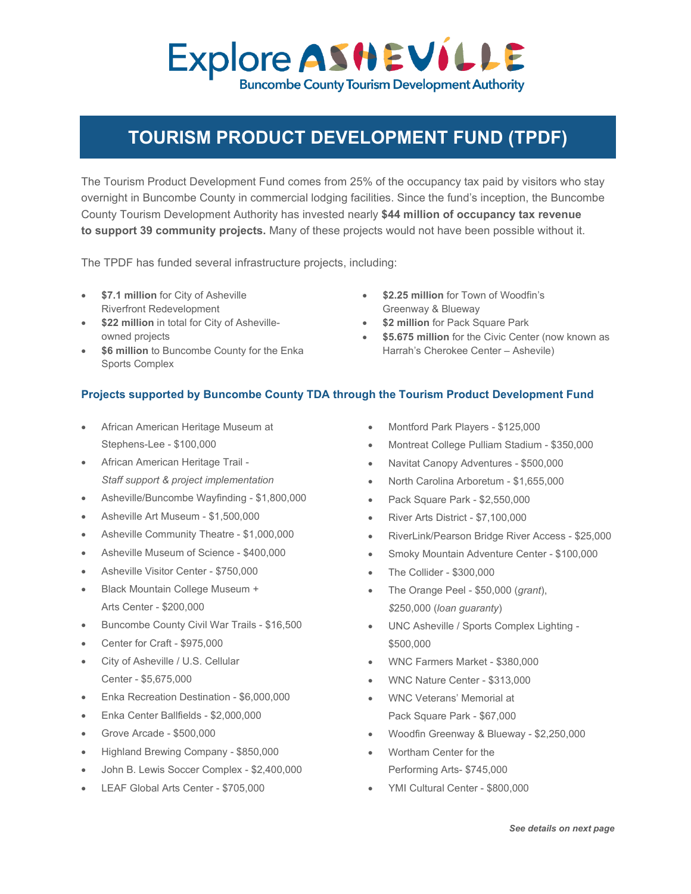Explore ASHEVILLE
Buncombe County Tourism Development Authority

# TOURISM PRODUCT DEVELOPMENT FUND (TPDF)

The Tourism Product Development Fund comes from 25% of the occupancy tax paid by visitors who stay overnight in Buncombe County in commercial lodging facilities. Since the fund's inception, the Buncombe County Tourism Development Authority has invested nearly **$44 million of occupancy tax revenue to support 39 community projects.** Many of these projects would not have been possible without it.

The TPDF has funded several infrastructure projects, including:

- **$7.1 million** for City of Asheville Riverfront Redevelopment
- **$22 million** in total for City of Asheville-owned projects
- **$6 million** to Buncombe County for the Enka Sports Complex
- **$2.25 million** for Town of Woodfin's Greenway & Blueway
- **$2 million** for Pack Square Park
- **$5.675 million** for the Civic Center (now known as Harrah's Cherokee Center – Ashevile)

### Projects supported by Buncombe County TDA through the Tourism Product Development Fund

- African American Heritage Museum at Stephens-Lee - $100,000
- African American Heritage Trail - *Staff support & project implementation*
- Asheville/Buncombe Wayfinding - $1,800,000
- Asheville Art Museum - $1,500,000
- Asheville Community Theatre - $1,000,000
- Asheville Museum of Science - $400,000
- Asheville Visitor Center - $750,000
- Black Mountain College Museum + Arts Center - $200,000
- Buncombe County Civil War Trails - $16,500
- Center for Craft - $975,000
- City of Asheville / U.S. Cellular Center - $5,675,000
- Enka Recreation Destination - $6,000,000
- Enka Center Ballfields - $2,000,000
- Grove Arcade - $500,000
- Highland Brewing Company - $850,000
- John B. Lewis Soccer Complex - $2,400,000
- LEAF Global Arts Center - $705,000
- Montford Park Players - $125,000
- Montreat College Pulliam Stadium - $350,000
- Navitat Canopy Adventures - $500,000
- North Carolina Arboretum - $1,655,000
- Pack Square Park - $2,550,000
- River Arts District - $7,100,000
- RiverLink/Pearson Bridge River Access - $25,000
- Smoky Mountain Adventure Center - $100,000
- The Collider - $300,000
- The Orange Peel - $50,000 (*grant*), $250,000 (*loan guaranty*)
- UNC Asheville / Sports Complex Lighting - $500,000
- WNC Farmers Market - $380,000
- WNC Nature Center - $313,000
- WNC Veterans' Memorial at Pack Square Park - $67,000
- Woodfin Greenway & Blueway - $2,250,000
- Wortham Center for the Performing Arts- $745,000
- YMI Cultural Center - $800,000

***See details on next page***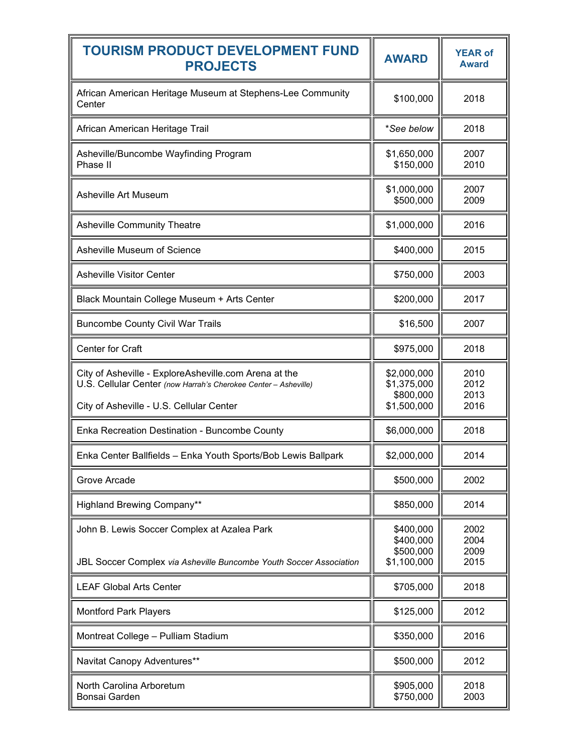| TOURISM PRODUCT DEVELOPMENT FUND PROJECTS | AWARD | YEAR of Award |
|---|---|---|
| African American Heritage Museum at Stephens-Lee Community Center | $100,000 | 2018 |
| African American Heritage Trail | **See below* | 2018 |
| Asheville/Buncombe Wayfinding Program<br>Phase II | $1,650,000<br>$150,000 | 2007<br>2010 |
| Asheville Art Museum | $1,000,000<br>$500,000 | 2007<br>2009 |
| Asheville Community Theatre | $1,000,000 | 2016 |
| Asheville Museum of Science | $400,000 | 2015 |
| Asheville Visitor Center | $750,000 | 2003 |
| Black Mountain College Museum + Arts Center | $200,000 | 2017 |
| Buncombe County Civil War Trails | $16,500 | 2007 |
| Center for Craft | $975,000 | 2018 |
| City of Asheville - ExploreAsheville.com Arena at the U.S. Cellular Center *(now Harrah's Cherokee Center – Asheville)*<br><br>City of Asheville - U.S. Cellular Center | $2,000,000<br>$1,375,000<br>$800,000<br>$1,500,000 | 2010<br>2012<br>2013<br>2016 |
| Enka Recreation Destination - Buncombe County | $6,000,000 | 2018 |
| Enka Center Ballfields – Enka Youth Sports/Bob Lewis Ballpark | $2,000,000 | 2014 |
| Grove Arcade | $500,000 | 2002 |
| Highland Brewing Company** | $850,000 | 2014 |
| John B. Lewis Soccer Complex at Azalea Park<br><br>JBL Soccer Complex *via Asheville Buncombe Youth Soccer Association* | $400,000<br>$400,000<br>$500,000<br>$1,100,000 | 2002<br>2004<br>2009<br>2015 |
| LEAF Global Arts Center | $705,000 | 2018 |
| Montford Park Players | $125,000 | 2012 |
| Montreat College – Pulliam Stadium | $350,000 | 2016 |
| Navitat Canopy Adventures** | $500,000 | 2012 |
| North Carolina Arboretum<br>Bonsai Garden | $905,000<br>$750,000 | 2018<br>2003 |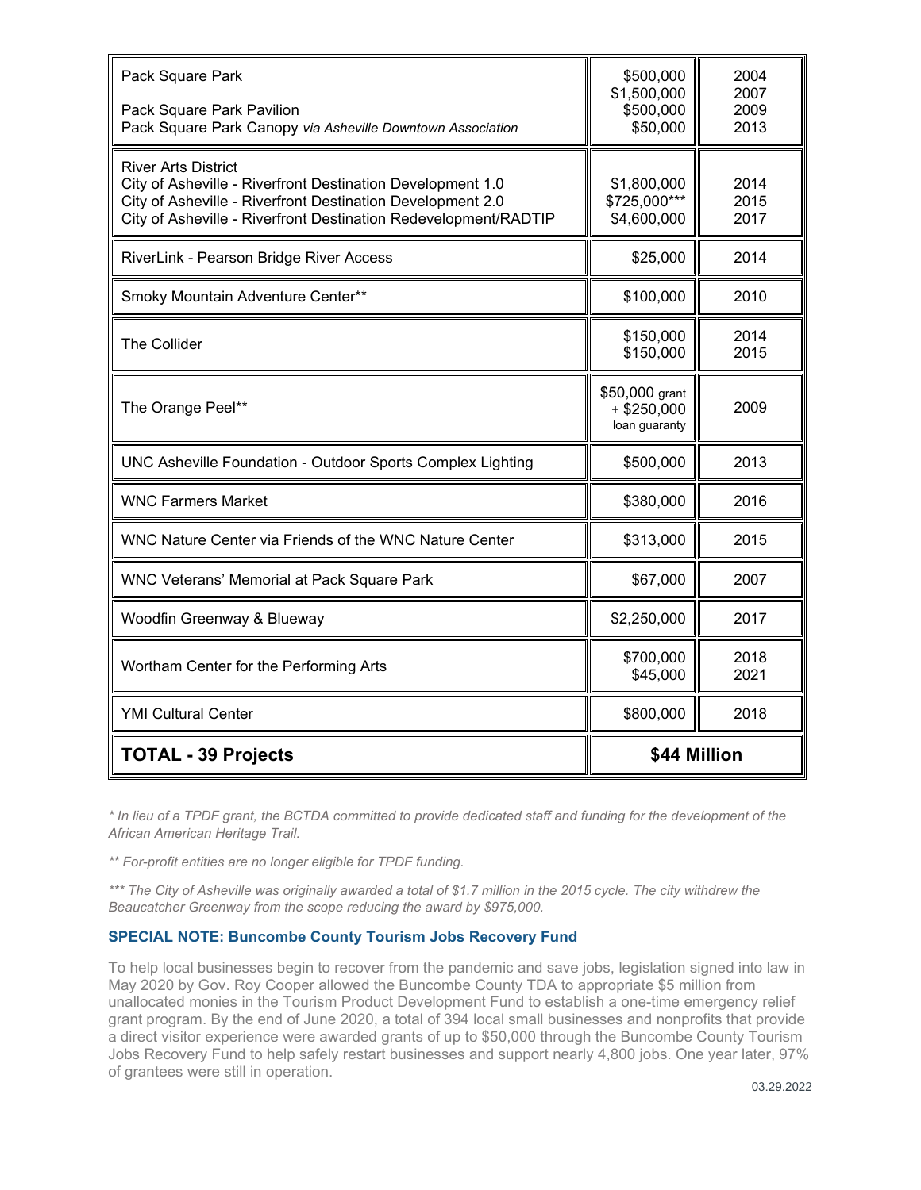| | | |
|---|---|---|
| Pack Square Park<br><br>Pack Square Park Pavilion<br>Pack Square Park Canopy *via Asheville Downtown Association* | \$500,000<br>\$1,500,000<br>\$500,000<br>\$50,000 | 2004<br>2007<br>2009<br>2013 |
| River Arts District<br>City of Asheville - Riverfront Destination Development 1.0<br>City of Asheville - Riverfront Destination Development 2.0<br>City of Asheville - Riverfront Destination Redevelopment/RADTIP | <br>\$1,800,000<br>\$725,000***<br>\$4,600,000 | <br>2014<br>2015<br>2017 |
| RiverLink - Pearson Bridge River Access | \$25,000 | 2014 |
| Smoky Mountain Adventure Center** | \$100,000 | 2010 |
| The Collider | \$150,000<br>\$150,000 | 2014<br>2015 |
| The Orange Peel** | \$50,000 grant<br>+ \$250,000<br>loan guaranty | 2009 |
| UNC Asheville Foundation - Outdoor Sports Complex Lighting | \$500,000 | 2013 |
| WNC Farmers Market | \$380,000 | 2016 |
| WNC Nature Center via Friends of the WNC Nature Center | \$313,000 | 2015 |
| WNC Veterans' Memorial at Pack Square Park | \$67,000 | 2007 |
| Woodfin Greenway & Blueway | \$2,250,000 | 2017 |
| Wortham Center for the Performing Arts | \$700,000<br>\$45,000 | 2018<br>2021 |
| YMI Cultural Center | \$800,000 | 2018 |
| **TOTAL - 39 Projects** | **\$44 Million** | |

*\* In lieu of a TPDF grant, the BCTDA committed to provide dedicated staff and funding for the development of the African American Heritage Trail.*

*\*\* For-profit entities are no longer eligible for TPDF funding.*

*\*\*\* The City of Asheville was originally awarded a total of \$1.7 million in the 2015 cycle. The city withdrew the Beaucatcher Greenway from the scope reducing the award by \$975,000.*

### SPECIAL NOTE: Buncombe County Tourism Jobs Recovery Fund

To help local businesses begin to recover from the pandemic and save jobs, legislation signed into law in May 2020 by Gov. Roy Cooper allowed the Buncombe County TDA to appropriate \$5 million from unallocated monies in the Tourism Product Development Fund to establish a one-time emergency relief grant program. By the end of June 2020, a total of 394 local small businesses and nonprofits that provide a direct visitor experience were awarded grants of up to \$50,000 through the Buncombe County Tourism Jobs Recovery Fund to help safely restart businesses and support nearly 4,800 jobs. One year later, 97% of grantees were still in operation.

03.29.2022